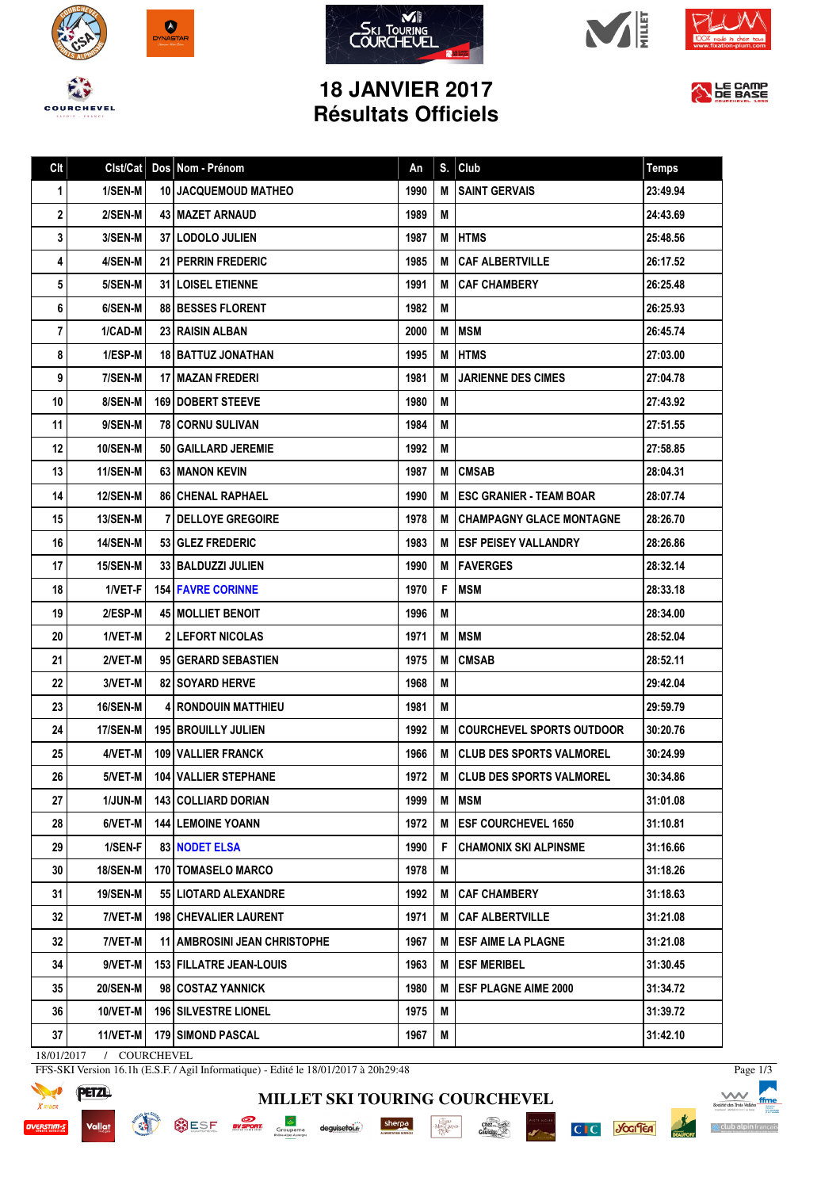# 18 JANVIER 2017
# Résultats Officiels

| Clt | Clst/Cat | Dos | Nom - Prénom | An | S. | Club | Temps |
|---|---|---|---|---|---|---|---|
| 1 | 1/SEN-M | 10 | JACQUEMOUD MATHEO | 1990 | M | SAINT GERVAIS | 23:49.94 |
| 2 | 2/SEN-M | 43 | MAZET ARNAUD | 1989 | M | | 24:43.69 |
| 3 | 3/SEN-M | 37 | LODOLO JULIEN | 1987 | M | HTMS | 25:48.56 |
| 4 | 4/SEN-M | 21 | PERRIN FREDERIC | 1985 | M | CAF ALBERTVILLE | 26:17.52 |
| 5 | 5/SEN-M | 31 | LOISEL ETIENNE | 1991 | M | CAF CHAMBERY | 26:25.48 |
| 6 | 6/SEN-M | 88 | BESSES FLORENT | 1982 | M | | 26:25.93 |
| 7 | 1/CAD-M | 23 | RAISIN ALBAN | 2000 | M | MSM | 26:45.74 |
| 8 | 1/ESP-M | 18 | BATTUZ JONATHAN | 1995 | M | HTMS | 27:03.00 |
| 9 | 7/SEN-M | 17 | MAZAN FREDERI | 1981 | M | JARIENNE DES CIMES | 27:04.78 |
| 10 | 8/SEN-M | 169 | DOBERT STEEVE | 1980 | M | | 27:43.92 |
| 11 | 9/SEN-M | 78 | CORNU SULIVAN | 1984 | M | | 27:51.55 |
| 12 | 10/SEN-M | 50 | GAILLARD JEREMIE | 1992 | M | | 27:58.85 |
| 13 | 11/SEN-M | 63 | MANON KEVIN | 1987 | M | CMSAB | 28:04.31 |
| 14 | 12/SEN-M | 86 | CHENAL RAPHAEL | 1990 | M | ESC GRANIER - TEAM BOAR | 28:07.74 |
| 15 | 13/SEN-M | 7 | DELLOYE GREGOIRE | 1978 | M | CHAMPAGNY GLACE MONTAGNE | 28:26.70 |
| 16 | 14/SEN-M | 53 | GLEZ FREDERIC | 1983 | M | ESF PEISEY VALLANDRY | 28:26.86 |
| 17 | 15/SEN-M | 33 | BALDUZZI JULIEN | 1990 | M | FAVERGES | 28:32.14 |
| 18 | 1/VET-F | 154 | FAVRE CORINNE | 1970 | F | MSM | 28:33.18 |
| 19 | 2/ESP-M | 45 | MOLLIET BENOIT | 1996 | M | | 28:34.00 |
| 20 | 1/VET-M | 2 | LEFORT NICOLAS | 1971 | M | MSM | 28:52.04 |
| 21 | 2/VET-M | 95 | GERARD SEBASTIEN | 1975 | M | CMSAB | 28:52.11 |
| 22 | 3/VET-M | 82 | SOYARD HERVE | 1968 | M | | 29:42.04 |
| 23 | 16/SEN-M | 4 | RONDOUIN MATTHIEU | 1981 | M | | 29:59.79 |
| 24 | 17/SEN-M | 195 | BROUILLY JULIEN | 1992 | M | COURCHEVEL SPORTS OUTDOOR | 30:20.76 |
| 25 | 4/VET-M | 109 | VALLIER FRANCK | 1966 | M | CLUB DES SPORTS VALMOREL | 30:24.99 |
| 26 | 5/VET-M | 104 | VALLIER STEPHANE | 1972 | M | CLUB DES SPORTS VALMOREL | 30:34.86 |
| 27 | 1/JUN-M | 143 | COLLIARD DORIAN | 1999 | M | MSM | 31:01.08 |
| 28 | 6/VET-M | 144 | LEMOINE YOANN | 1972 | M | ESF COURCHEVEL 1650 | 31:10.81 |
| 29 | 1/SEN-F | 83 | NODET ELSA | 1990 | F | CHAMONIX SKI ALPINSME | 31:16.66 |
| 30 | 18/SEN-M | 170 | TOMASELO MARCO | 1978 | M | | 31:18.26 |
| 31 | 19/SEN-M | 55 | LIOTARD ALEXANDRE | 1992 | M | CAF CHAMBERY | 31:18.63 |
| 32 | 7/VET-M | 198 | CHEVALIER LAURENT | 1971 | M | CAF ALBERTVILLE | 31:21.08 |
| 32 | 7/VET-M | 11 | AMBROSINI JEAN CHRISTOPHE | 1967 | M | ESF AIME LA PLAGNE | 31:21.08 |
| 34 | 9/VET-M | 153 | FILLATRE JEAN-LOUIS | 1963 | M | ESF MERIBEL | 31:30.45 |
| 35 | 20/SEN-M | 98 | COSTAZ YANNICK | 1980 | M | ESF PLAGNE AIME 2000 | 31:34.72 |
| 36 | 10/VET-M | 196 | SILVESTRE LIONEL | 1975 | M | | 31:39.72 |
| 37 | 11/VET-M | 179 | SIMOND PASCAL | 1967 | M | | 31:42.10 |

18/01/2017 / COURCHEVEL

FFS-SKI Version 16.1h (E.S.F. / Agil Informatique) - Edité le 18/01/2017 à 20h29:48

MILLET SKI TOURING COURCHEVEL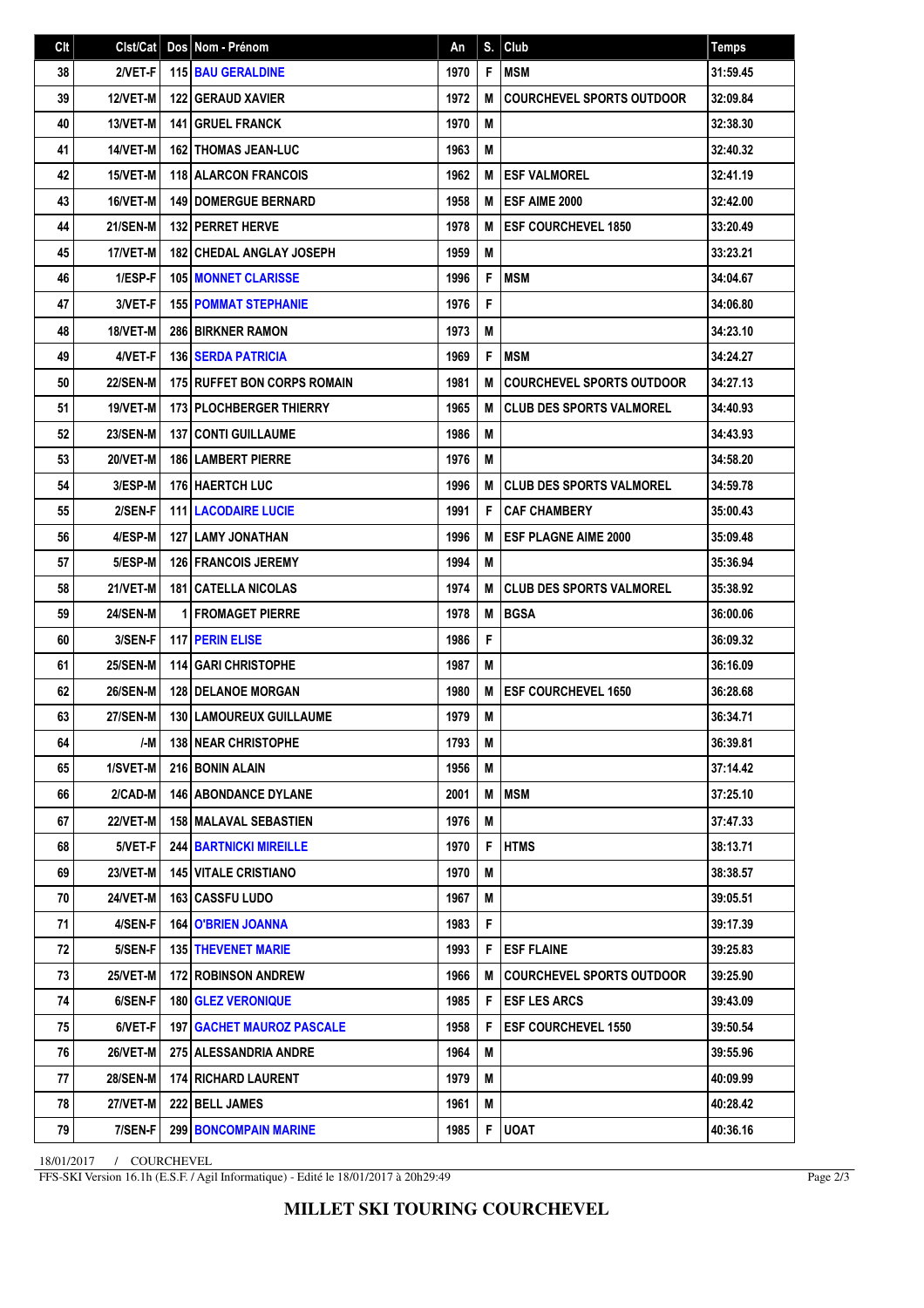| Clt | Clst/Cat | Dos | Nom - Prénom | An | S. | Club | Temps |
|---|---|---|---|---|---|---|---|
| 38 | 2/VET-F | 115 | BAU GERALDINE | 1970 | F | MSM | 31:59.45 |
| 39 | 12/VET-M | 122 | GERAUD XAVIER | 1972 | M | COURCHEVEL SPORTS OUTDOOR | 32:09.84 |
| 40 | 13/VET-M | 141 | GRUEL FRANCK | 1970 | M | | 32:38.30 |
| 41 | 14/VET-M | 162 | THOMAS JEAN-LUC | 1963 | M | | 32:40.32 |
| 42 | 15/VET-M | 118 | ALARCON FRANCOIS | 1962 | M | ESF VALMOREL | 32:41.19 |
| 43 | 16/VET-M | 149 | DOMERGUE BERNARD | 1958 | M | ESF AIME 2000 | 32:42.00 |
| 44 | 21/SEN-M | 132 | PERRET HERVE | 1978 | M | ESF COURCHEVEL 1850 | 33:20.49 |
| 45 | 17/VET-M | 182 | CHEDAL ANGLAY JOSEPH | 1959 | M | | 33:23.21 |
| 46 | 1/ESP-F | 105 | MONNET CLARISSE | 1996 | F | MSM | 34:04.67 |
| 47 | 3/VET-F | 155 | POMMAT STEPHANIE | 1976 | F | | 34:06.80 |
| 48 | 18/VET-M | 286 | BIRKNER RAMON | 1973 | M | | 34:23.10 |
| 49 | 4/VET-F | 136 | SERDA PATRICIA | 1969 | F | MSM | 34:24.27 |
| 50 | 22/SEN-M | 175 | RUFFET BON CORPS ROMAIN | 1981 | M | COURCHEVEL SPORTS OUTDOOR | 34:27.13 |
| 51 | 19/VET-M | 173 | PLOCHBERGER THIERRY | 1965 | M | CLUB DES SPORTS VALMOREL | 34:40.93 |
| 52 | 23/SEN-M | 137 | CONTI GUILLAUME | 1986 | M | | 34:43.93 |
| 53 | 20/VET-M | 186 | LAMBERT PIERRE | 1976 | M | | 34:58.20 |
| 54 | 3/ESP-M | 176 | HAERTCH LUC | 1996 | M | CLUB DES SPORTS VALMOREL | 34:59.78 |
| 55 | 2/SEN-F | 111 | LACODAIRE LUCIE | 1991 | F | CAF CHAMBERY | 35:00.43 |
| 56 | 4/ESP-M | 127 | LAMY JONATHAN | 1996 | M | ESF PLAGNE AIME 2000 | 35:09.48 |
| 57 | 5/ESP-M | 126 | FRANCOIS JEREMY | 1994 | M | | 35:36.94 |
| 58 | 21/VET-M | 181 | CATELLA NICOLAS | 1974 | M | CLUB DES SPORTS VALMOREL | 35:38.92 |
| 59 | 24/SEN-M | 1 | FROMAGET PIERRE | 1978 | M | BGSA | 36:00.06 |
| 60 | 3/SEN-F | 117 | PERIN ELISE | 1986 | F | | 36:09.32 |
| 61 | 25/SEN-M | 114 | GARI CHRISTOPHE | 1987 | M | | 36:16.09 |
| 62 | 26/SEN-M | 128 | DELANOE MORGAN | 1980 | M | ESF COURCHEVEL 1650 | 36:28.68 |
| 63 | 27/SEN-M | 130 | LAMOUREUX GUILLAUME | 1979 | M | | 36:34.71 |
| 64 | /-M | 138 | NEAR CHRISTOPHE | 1793 | M | | 36:39.81 |
| 65 | 1/SVET-M | 216 | BONIN ALAIN | 1956 | M | | 37:14.42 |
| 66 | 2/CAD-M | 146 | ABONDANCE DYLANE | 2001 | M | MSM | 37:25.10 |
| 67 | 22/VET-M | 158 | MALAVAL SEBASTIEN | 1976 | M | | 37:47.33 |
| 68 | 5/VET-F | 244 | BARTNICKI MIREILLE | 1970 | F | HTMS | 38:13.71 |
| 69 | 23/VET-M | 145 | VITALE CRISTIANO | 1970 | M | | 38:38.57 |
| 70 | 24/VET-M | 163 | CASSFU LUDO | 1967 | M | | 39:05.51 |
| 71 | 4/SEN-F | 164 | O'BRIEN JOANNA | 1983 | F | | 39:17.39 |
| 72 | 5/SEN-F | 135 | THEVENET MARIE | 1993 | F | ESF FLAINE | 39:25.83 |
| 73 | 25/VET-M | 172 | ROBINSON ANDREW | 1966 | M | COURCHEVEL SPORTS OUTDOOR | 39:25.90 |
| 74 | 6/SEN-F | 180 | GLEZ VERONIQUE | 1985 | F | ESF LES ARCS | 39:43.09 |
| 75 | 6/VET-F | 197 | GACHET MAUROZ PASCALE | 1958 | F | ESF COURCHEVEL 1550 | 39:50.54 |
| 76 | 26/VET-M | 275 | ALESSANDRIA ANDRE | 1964 | M | | 39:55.96 |
| 77 | 28/SEN-M | 174 | RICHARD LAURENT | 1979 | M | | 40:09.99 |
| 78 | 27/VET-M | 222 | BELL JAMES | 1961 | M | | 40:28.42 |
| 79 | 7/SEN-F | 299 | BONCOMPAIN MARINE | 1985 | F | UOAT | 40:36.16 |

18/01/2017 / COURCHEVEL

FFS-SKI Version 16.1h (E.S.F. / Agil Informatique) - Edité le 18/01/2017 à 20h29:49

**MILLET SKI TOURING COURCHEVEL**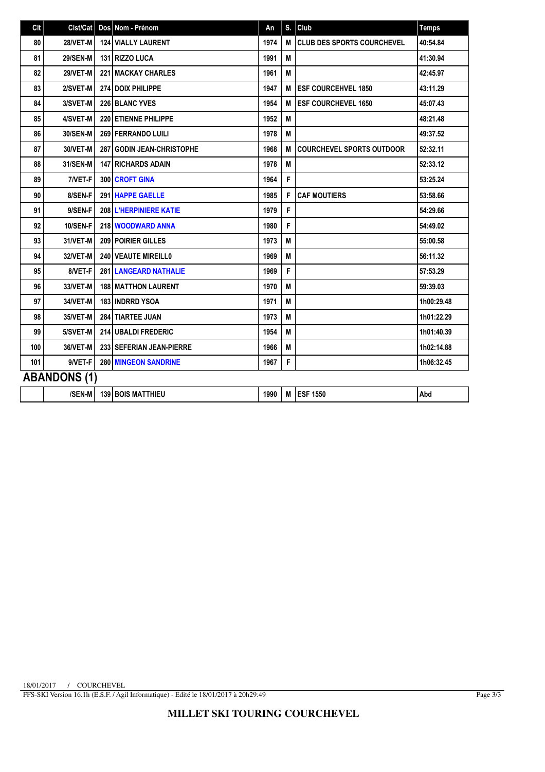| Clt | Clst/Cat | Dos | Nom - Prénom | An | S. | Club | Temps |
|---|---|---|---|---|---|---|---|
| 80 | 28/VET-M | 124 | VIALLY LAURENT | 1974 | M | CLUB DES SPORTS COURCHEVEL | 40:54.84 |
| 81 | 29/SEN-M | 131 | RIZZO LUCA | 1991 | M | | 41:30.94 |
| 82 | 29/VET-M | 221 | MACKAY CHARLES | 1961 | M | | 42:45.97 |
| 83 | 2/SVET-M | 274 | DOIX PHILIPPE | 1947 | M | ESF COURCEHVEL 1850 | 43:11.29 |
| 84 | 3/SVET-M | 226 | BLANC YVES | 1954 | M | ESF COURCHEVEL 1650 | 45:07.43 |
| 85 | 4/SVET-M | 220 | ETIENNE PHILIPPE | 1952 | M | | 48:21.48 |
| 86 | 30/SEN-M | 269 | FERRANDO LUILI | 1978 | M | | 49:37.52 |
| 87 | 30/VET-M | 287 | GODIN JEAN-CHRISTOPHE | 1968 | M | COURCHEVEL SPORTS OUTDOOR | 52:32.11 |
| 88 | 31/SEN-M | 147 | RICHARDS ADAIN | 1978 | M | | 52:33.12 |
| 89 | 7/VET-F | 300 | CROFT GINA | 1964 | F | | 53:25.24 |
| 90 | 8/SEN-F | 291 | HAPPE GAELLE | 1985 | F | CAF MOUTIERS | 53:58.66 |
| 91 | 9/SEN-F | 208 | L'HERPINIERE KATIE | 1979 | F | | 54:29.66 |
| 92 | 10/SEN-F | 218 | WOODWARD ANNA | 1980 | F | | 54:49.02 |
| 93 | 31/VET-M | 209 | POIRIER GILLES | 1973 | M | | 55:00.58 |
| 94 | 32/VET-M | 240 | VEAUTE MIREILL0 | 1969 | M | | 56:11.32 |
| 95 | 8/VET-F | 281 | LANGEARD NATHALIE | 1969 | F | | 57:53.29 |
| 96 | 33/VET-M | 188 | MATTHON LAURENT | 1970 | M | | 59:39.03 |
| 97 | 34/VET-M | 183 | INDRRD YSOA | 1971 | M | | 1h00:29.48 |
| 98 | 35/VET-M | 284 | TIARTEE JUAN | 1973 | M | | 1h01:22.29 |
| 99 | 5/SVET-M | 214 | UBALDI FREDERIC | 1954 | M | | 1h01:40.39 |
| 100 | 36/VET-M | 233 | SEFERIAN JEAN-PIERRE | 1966 | M | | 1h02:14.88 |
| 101 | 9/VET-F | 280 | MINGEON SANDRINE | 1967 | F | | 1h06:32.45 |

## ABANDONS (1)

| | | | | | | | |
|---|---|---|---|---|---|---|---|
| | /SEN-M | 139 | BOIS MATTHIEU | 1990 | M | ESF 1550 | Abd |

18/01/2017 / COURCHEVEL

FFS-SKI Version 16.1h (E.S.F. / Agil Informatique) - Edité le 18/01/2017 à 20h29:49

**MILLET SKI TOURING COURCHEVEL**